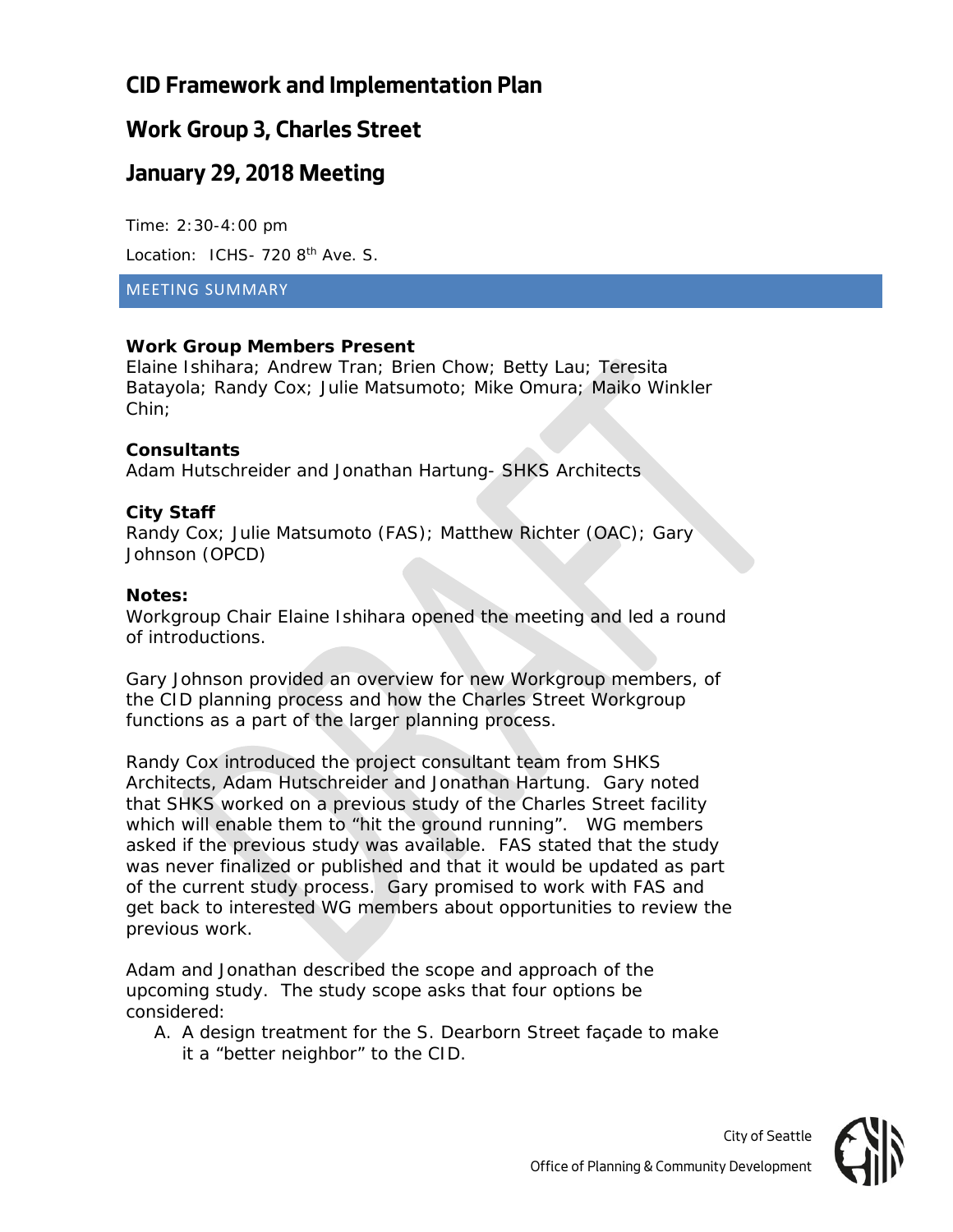# CID Framework and Implementation Plan

## Work Group 3, Charles Street

## January 29, 2018 Meeting

Time: 2:30-4:00 pm

Location: ICHS- 720 8th Ave. S.

MEETING SUMMARY

**Work Group Members Present**
Elaine Ishihara; Andrew Tran; Brien Chow; Betty Lau; Teresita Batayola; Randy Cox; Julie Matsumoto; Mike Omura; Maiko Winkler Chin;

**Consultants**
Adam Hutschreider and Jonathan Hartung- SHKS Architects

**City Staff**
Randy Cox; Julie Matsumoto (FAS); Matthew Richter (OAC); Gary Johnson (OPCD)

**Notes:**
Workgroup Chair Elaine Ishihara opened the meeting and led a round of introductions.

Gary Johnson provided an overview for new Workgroup members, of the CID planning process and how the Charles Street Workgroup functions as a part of the larger planning process.

Randy Cox introduced the project consultant team from SHKS Architects, Adam Hutschreider and Jonathan Hartung. Gary noted that SHKS worked on a previous study of the Charles Street facility which will enable them to "hit the ground running". WG members asked if the previous study was available. FAS stated that the study was never finalized or published and that it would be updated as part of the current study process. Gary promised to work with FAS and get back to interested WG members about opportunities to review the previous work.

Adam and Jonathan described the scope and approach of the upcoming study. The study scope asks that four options be considered:

A. A design treatment for the S. Dearborn Street façade to make it a "better neighbor" to the CID.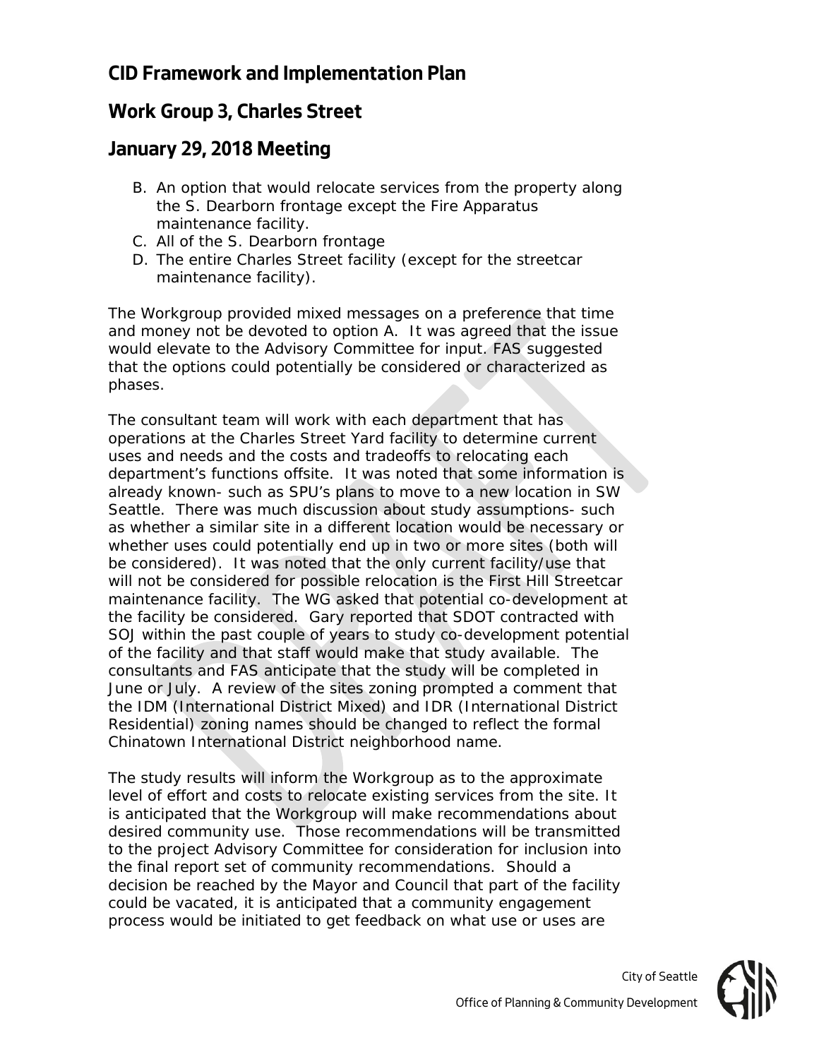# CID Framework and Implementation Plan

## Work Group 3, Charles Street

## January 29, 2018 Meeting

B. An option that would relocate services from the property along the S. Dearborn frontage except the Fire Apparatus maintenance facility.
C. All of the S. Dearborn frontage
D. The entire Charles Street facility (except for the streetcar maintenance facility).

The Workgroup provided mixed messages on a preference that time and money not be devoted to option A. It was agreed that the issue would elevate to the Advisory Committee for input. FAS suggested that the options could potentially be considered or characterized as phases.

The consultant team will work with each department that has operations at the Charles Street Yard facility to determine current uses and needs and the costs and tradeoffs to relocating each department's functions offsite. It was noted that some information is already known- such as SPU's plans to move to a new location in SW Seattle. There was much discussion about study assumptions- such as whether a similar site in a different location would be necessary or whether uses could potentially end up in two or more sites (both will be considered). It was noted that the only current facility/use that will not be considered for possible relocation is the First Hill Streetcar maintenance facility. The WG asked that potential co-development at the facility be considered. Gary reported that SDOT contracted with SOJ within the past couple of years to study co-development potential of the facility and that staff would make that study available. The consultants and FAS anticipate that the study will be completed in June or July. A review of the sites zoning prompted a comment that the IDM (International District Mixed) and IDR (International District Residential) zoning names should be changed to reflect the formal Chinatown International District neighborhood name.

The study results will inform the Workgroup as to the approximate level of effort and costs to relocate existing services from the site. It is anticipated that the Workgroup will make recommendations about desired community use. Those recommendations will be transmitted to the project Advisory Committee for consideration for inclusion into the final report set of community recommendations. Should a decision be reached by the Mayor and Council that part of the facility could be vacated, it is anticipated that a community engagement process would be initiated to get feedback on what use or uses are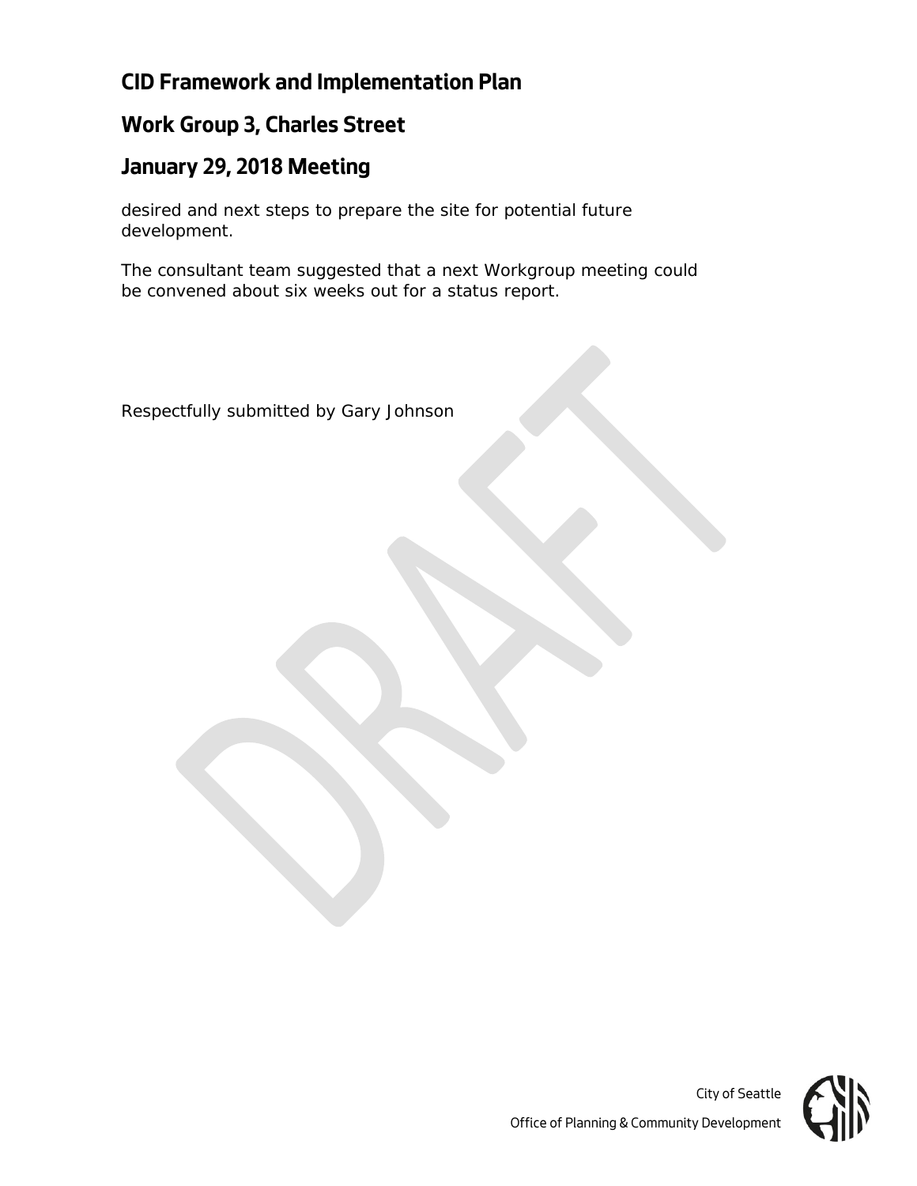desired and next steps to prepare the site for potential future development.

The consultant team suggested that a next Workgroup meeting could be convened about six weeks out for a status report.

Respectfully submitted by Gary Johnson